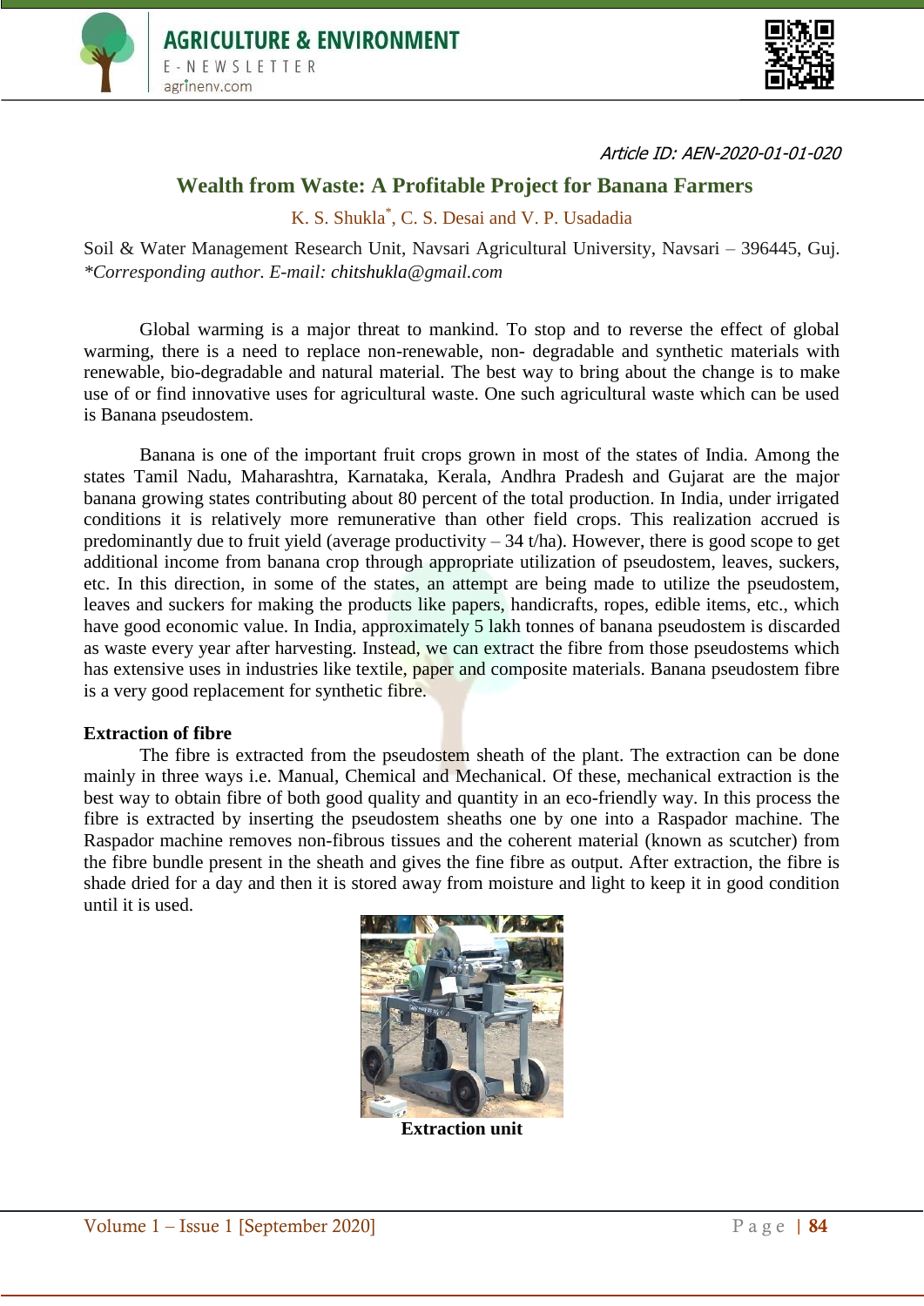Article ID: AEN-2020-01-01-020

# Wealth from Waste: A Profitable Project for Banana Farmers

K. S. Shukla*, C. S. Desai and V. P. Usadadia

Soil & Water Management Research Unit, Navsari Agricultural University, Navsari – 396445, Guj.
*Corresponding author. E-mail: chitshukla@gmail.com*

Global warming is a major threat to mankind. To stop and to reverse the effect of global warming, there is a need to replace non-renewable, non- degradable and synthetic materials with renewable, bio-degradable and natural material. The best way to bring about the change is to make use of or find innovative uses for agricultural waste. One such agricultural waste which can be used is Banana pseudostem.

Banana is one of the important fruit crops grown in most of the states of India. Among the states Tamil Nadu, Maharashtra, Karnataka, Kerala, Andhra Pradesh and Gujarat are the major banana growing states contributing about 80 percent of the total production. In India, under irrigated conditions it is relatively more remunerative than other field crops. This realization accrued is predominantly due to fruit yield (average productivity – 34 t/ha). However, there is good scope to get additional income from banana crop through appropriate utilization of pseudostem, leaves, suckers, etc. In this direction, in some of the states, an attempt are being made to utilize the pseudostem, leaves and suckers for making the products like papers, handicrafts, ropes, edible items, etc., which have good economic value. In India, approximately 5 lakh tonnes of banana pseudostem is discarded as waste every year after harvesting. Instead, we can extract the fibre from those pseudostems which has extensive uses in industries like textile, paper and composite materials. Banana pseudostem fibre is a very good replacement for synthetic fibre.

**Extraction of fibre**

The fibre is extracted from the pseudostem sheath of the plant. The extraction can be done mainly in three ways i.e. Manual, Chemical and Mechanical. Of these, mechanical extraction is the best way to obtain fibre of both good quality and quantity in an eco-friendly way. In this process the fibre is extracted by inserting the pseudostem sheaths one by one into a Raspador machine. The Raspador machine removes non-fibrous tissues and the coherent material (known as scutcher) from the fibre bundle present in the sheath and gives the fine fibre as output. After extraction, the fibre is shade dried for a day and then it is stored away from moisture and light to keep it in good condition until it is used.

**Extraction unit**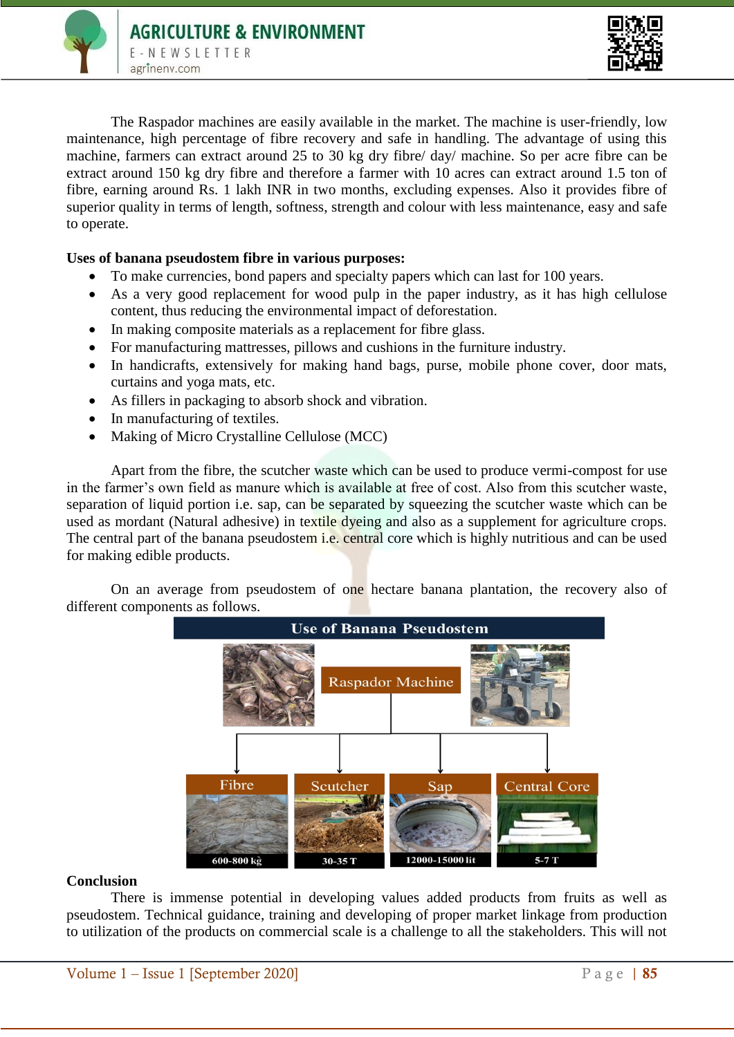The Raspador machines are easily available in the market. The machine is user-friendly, low maintenance, high percentage of fibre recovery and safe in handling. The advantage of using this machine, farmers can extract around 25 to 30 kg dry fibre/ day/ machine. So per acre fibre can be extract around 150 kg dry fibre and therefore a farmer with 10 acres can extract around 1.5 ton of fibre, earning around Rs. 1 lakh INR in two months, excluding expenses. Also it provides fibre of superior quality in terms of length, softness, strength and colour with less maintenance, easy and safe to operate.

**Uses of banana pseudostem fibre in various purposes:**

- To make currencies, bond papers and specialty papers which can last for 100 years.
- As a very good replacement for wood pulp in the paper industry, as it has high cellulose content, thus reducing the environmental impact of deforestation.
- In making composite materials as a replacement for fibre glass.
- For manufacturing mattresses, pillows and cushions in the furniture industry.
- In handicrafts, extensively for making hand bags, purse, mobile phone cover, door mats, curtains and yoga mats, etc.
- As fillers in packaging to absorb shock and vibration.
- In manufacturing of textiles.
- Making of Micro Crystalline Cellulose (MCC)

Apart from the fibre, the scutcher waste which can be used to produce vermi-compost for use in the farmer's own field as manure which is available at free of cost. Also from this scutcher waste, separation of liquid portion i.e. sap, can be separated by squeezing the scutcher waste which can be used as mordant (Natural adhesive) in textile dyeing and also as a supplement for agriculture crops. The central part of the banana pseudostem i.e. central core which is highly nutritious and can be used for making edible products.

On an average from pseudostem of one hectare banana plantation, the recovery also of different components as follows.

**Use of Banana Pseudostem**

Raspador Machine

| Fibre | Scutcher | Sap | Central Core |
| --- | --- | --- | --- |
| 600-800 kg | 30-35 T | 12000-15000 lit | 5-7 T |

**Conclusion**

There is immense potential in developing values added products from fruits as well as pseudostem. Technical guidance, training and developing of proper market linkage from production to utilization of the products on commercial scale is a challenge to all the stakeholders. This will not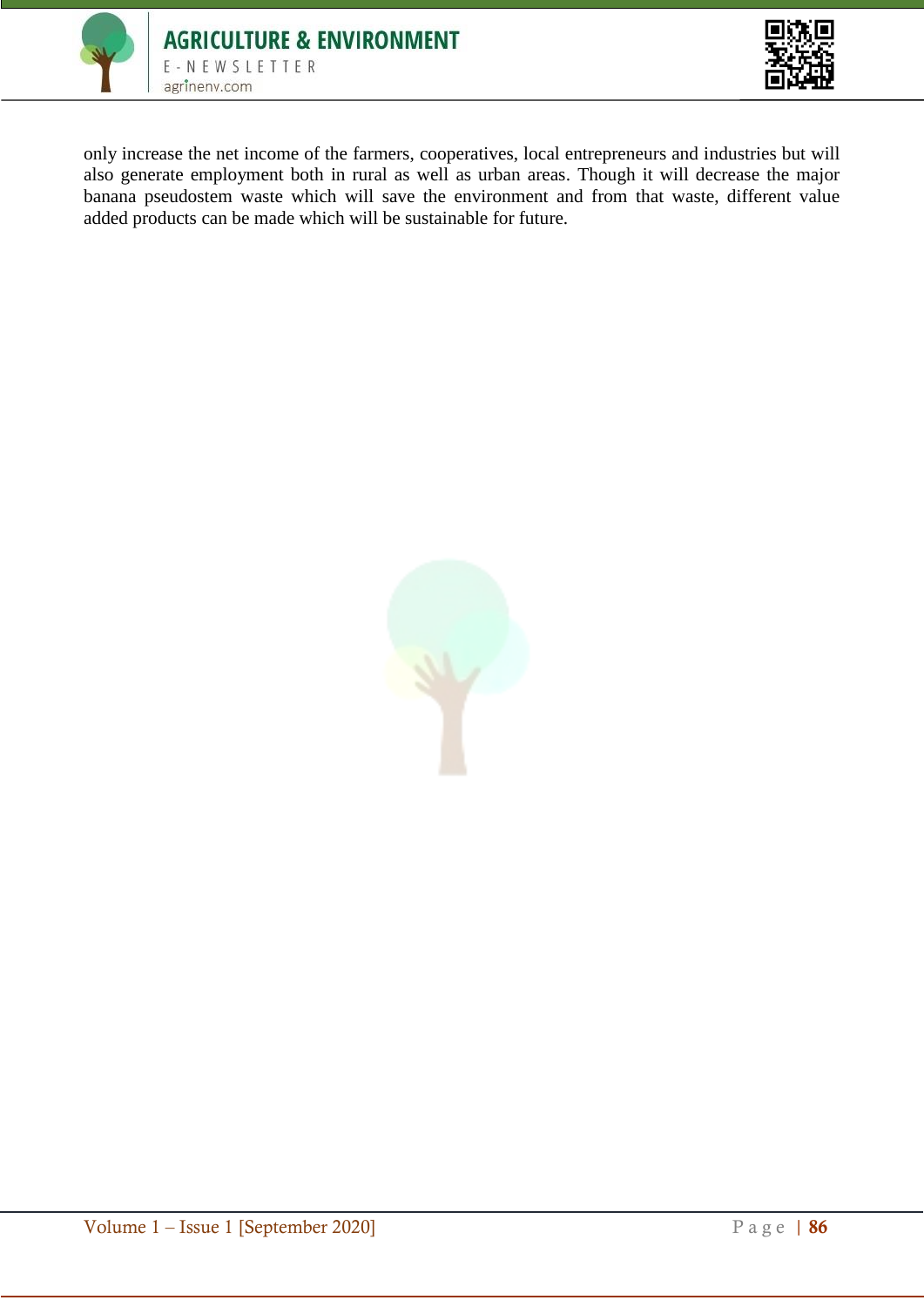only increase the net income of the farmers, cooperatives, local entrepreneurs and industries but will also generate employment both in rural as well as urban areas. Though it will decrease the major banana pseudostem waste which will save the environment and from that waste, different value added products can be made which will be sustainable for future.